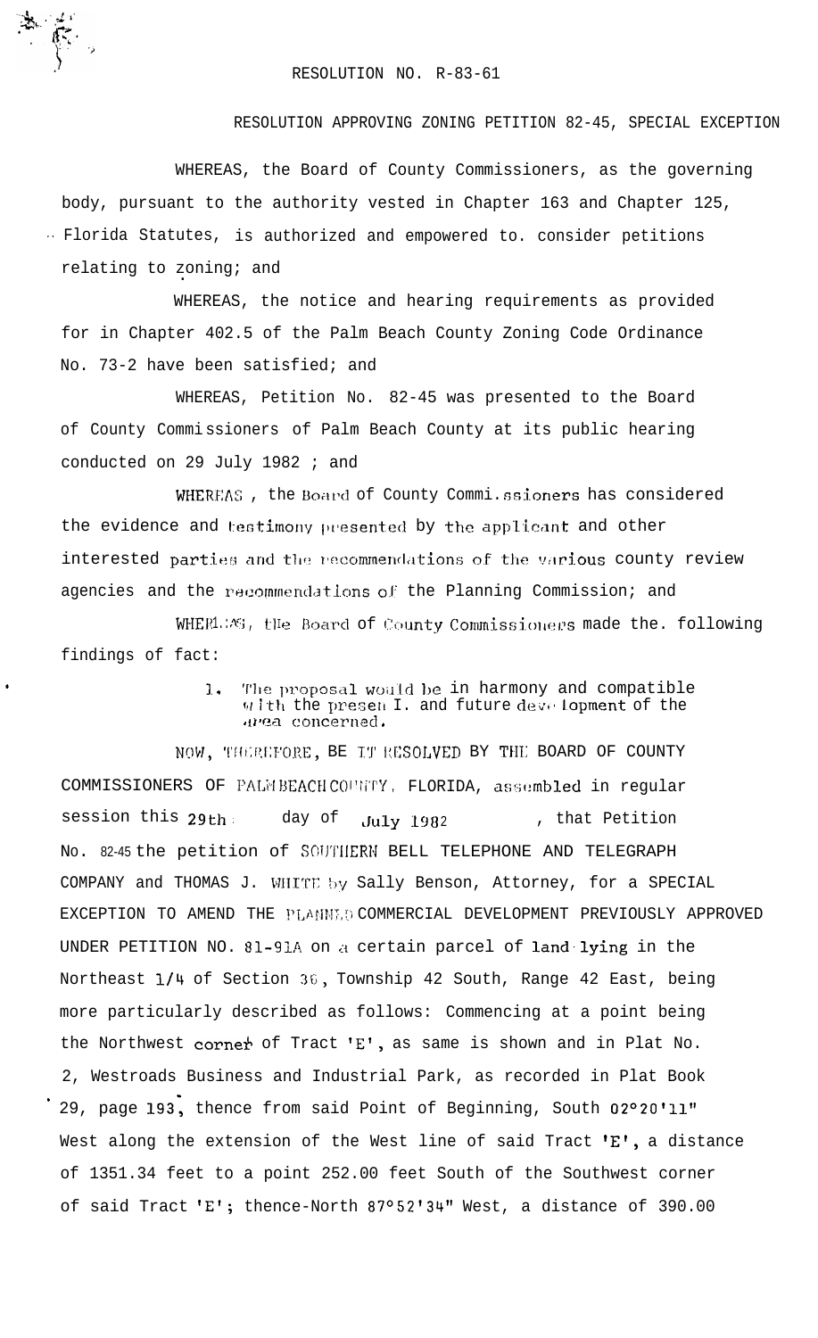RESOLUTION NO. R-83-61

RESOLUTION APPROVING ZONING PETITION 82-45, SPECIAL EXCEPTION

WHEREAS, the Board of County Commissioners, as the governing body, pursuant to the authority vested in Chapter 163 and Chapter 125, Florida Statutes, is authorized and empowered to. consider petitions relating to zoning; and

WHEREAS, the notice and hearing requirements as provided for in Chapter 402.5 of the Palm Beach County Zoning Code Ordinance No. 73-2 have been satisfied; and

WHEREAS, Petition No. 82-45 was presented to the Board of County Commissioners of Palm Beach County at its public hearing conducted on 29 July 1982 ; and

WHEREAS , the Board of County Commissioners has considered the evidence and testimony presented by the applicant and other interested parties and the recommendations of the various county review agencies and the recommendations of the Planning Commission; and

WHEREAS, the Board of County Commissioners made the. following findings of fact:

1. The proposal would be in harmony and compatible with the present and future development of the area concerned.

NOW, THEREFORE, BE IT RESOLVED BY THE BOARD OF COUNTY COMMISSIONERS OF PALM BEACH COUNTY, FLORIDA, assembled in regular session this 29th day of July 1982 , that Petition No. 82-45 the petition of SOUTHERN BELL TELEPHONE AND TELEGRAPH COMPANY and THOMAS J. WHITE by Sally Benson, Attorney, for a SPECIAL EXCEPTION TO AMEND THE PLANNED COMMERCIAL DEVELOPMENT PREVIOUSLY APPROVED UNDER PETITION NO. 81-91A on a certain parcel of land lying in the Northeast 1/4 of Section 36, Township 42 South, Range 42 East, being more particularly described as follows: Commencing at a point being the Northwest corner of Tract 'E', as same is shown and in Plat No. 2, Westroads Business and Industrial Park, as recorded in Plat Book 29, page 193, thence from said Point of Beginning, South 02°20'11" West along the extension of the West line of said Tract 'E', a distance of 1351.34 feet to a point 252.00 feet South of the Southwest corner of said Tract 'E'; thence-North 87°52'34" West, a distance of 390.00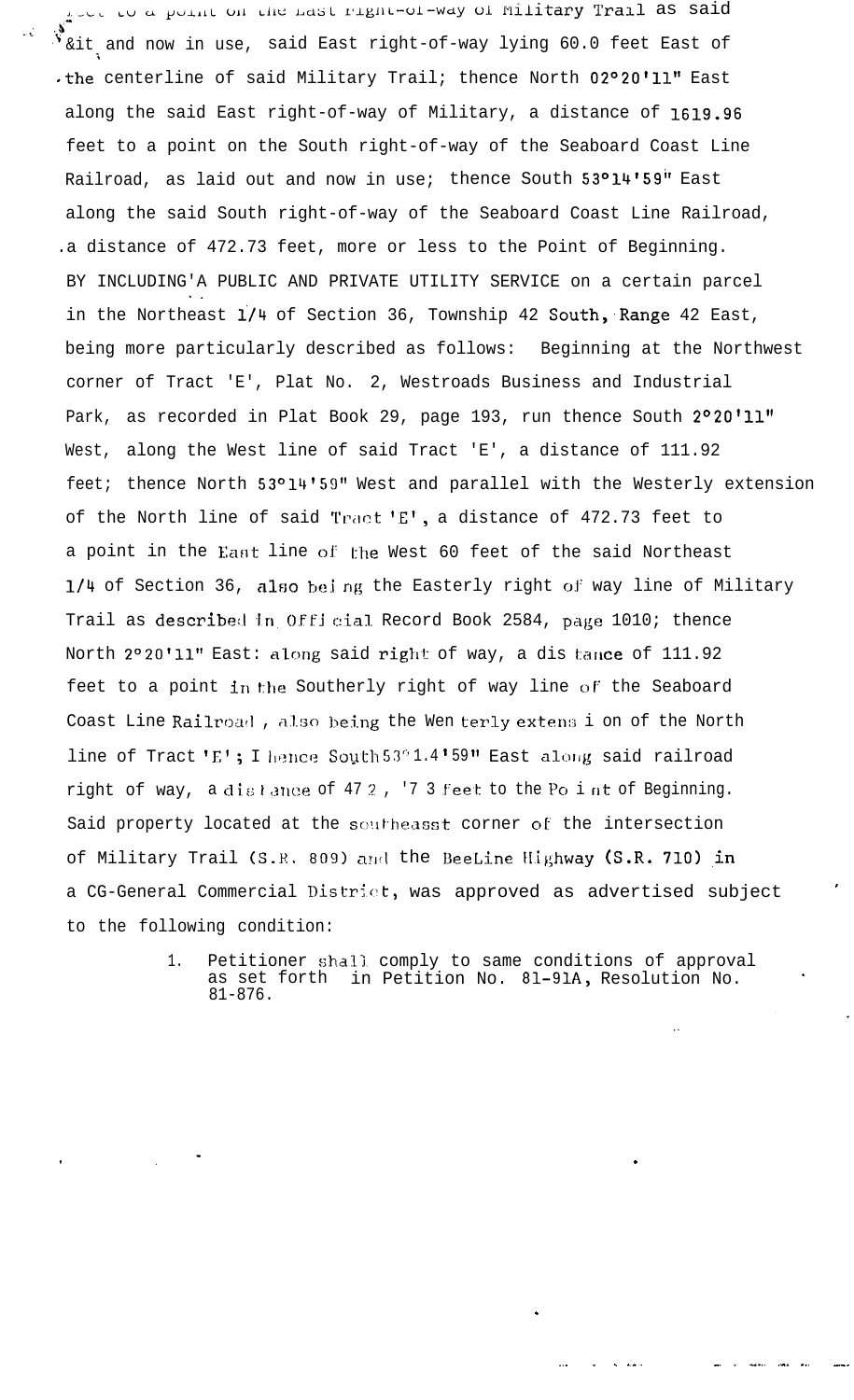feet to a point on the East right-of-way of Military Trail as said &it and now in use, said East right-of-way lying 60.0 feet East of the centerline of said Military Trail; thence North 02°20'11" East along the said East right-of-way of Military, a distance of 1619.96 feet to a point on the South right-of-way of the Seaboard Coast Line Railroad, as laid out and now in use; thence South 53°14'59" East along the said South right-of-way of the Seaboard Coast Line Railroad, a distance of 472.73 feet, more or less to the Point of Beginning.

BY INCLUDING A PUBLIC AND PRIVATE UTILITY SERVICE on a certain parcel in the Northeast 1/4 of Section 36, Township 42 South, Range 42 East, being more particularly described as follows: Beginning at the Northwest corner of Tract 'E', Plat No. 2, Westroads Business and Industrial Park, as recorded in Plat Book 29, page 193, run thence South 2°20'11" West, along the West line of said Tract 'E', a distance of 111.92 feet; thence North 53°14'59" West and parallel with the Westerly extension of the North line of said Tract 'E', a distance of 472.73 feet to a point in the East line of the West 60 feet of the said Northeast 1/4 of Section 36, also being the Easterly right of way line of Military Trail as described in Official Record Book 2584, page 1010; thence North 2°20'11" East along said right of way, a distance of 111.92 feet to a point in the Southerly right of way line of the Seaboard Coast Line Railroad, also being the Westerly extension of the North line of Tract 'E'; thence South 53°14'59" East along said railroad right of way, a distance of 472.73 feet to the Point of Beginning. Said property located at the southeast corner of the intersection of Military Trail (S.R. 809) and the BeeLine Highway (S.R. 710) in a CG-General Commercial District, was approved as advertised subject to the following condition:

1. Petitioner shall comply to same conditions of approval as set forth in Petition No. 81-91A, Resolution No. 81-876.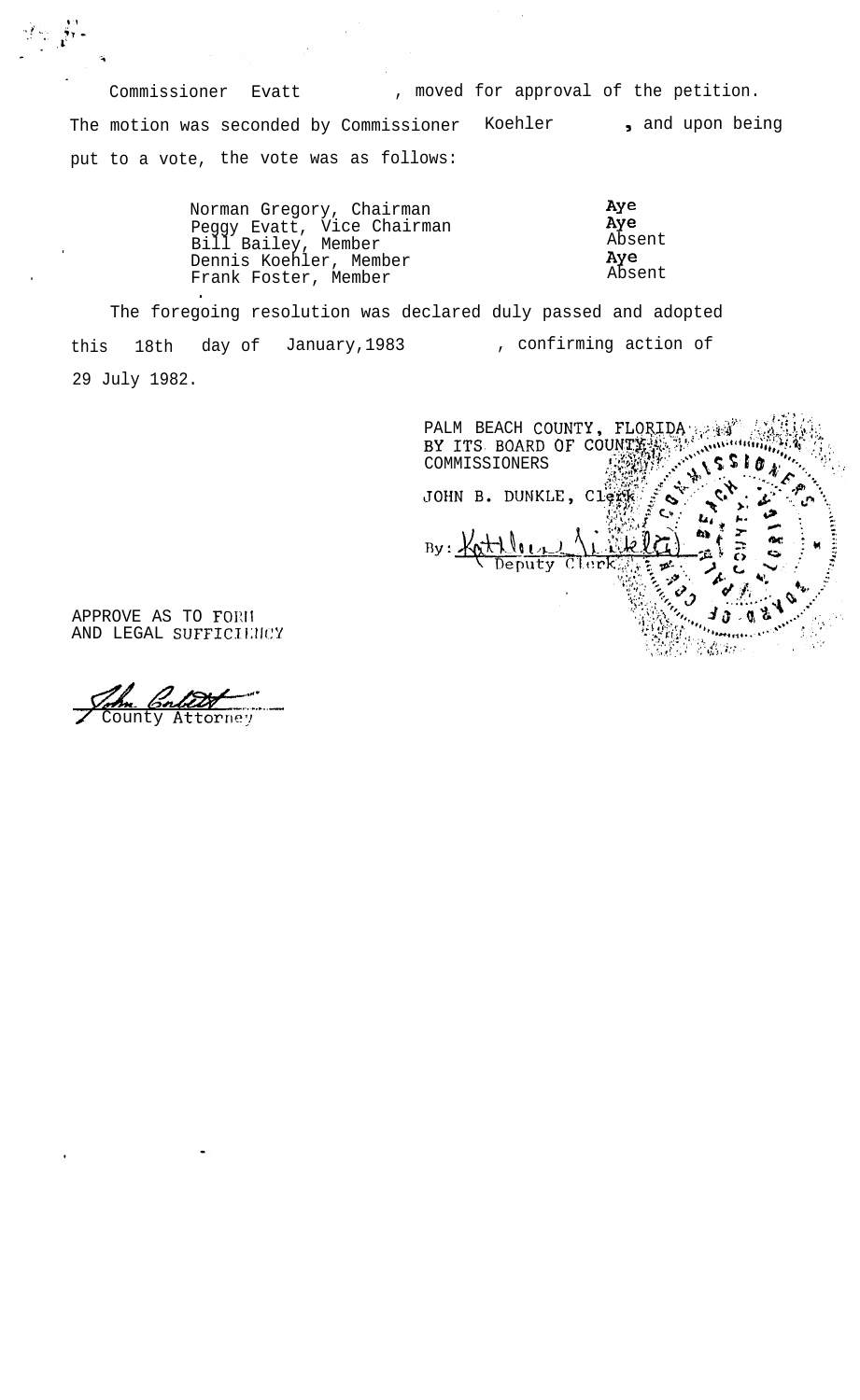Commissioner Evatt, moved for approval of the petition. The motion was seconded by Commissioner Koehler, and upon being put to a vote, the vote was as follows:

| | |
|---|---|
| Norman Gregory, Chairman | Aye |
| Peggy Evatt, Vice Chairman | Aye |
| Bill Bailey, Member | Absent |
| Dennis Koehler, Member | Aye |
| Frank Foster, Member | Absent |

The foregoing resolution was declared duly passed and adopted this 18th day of January,1983, confirming action of 29 July 1982.

PALM BEACH COUNTY, FLORIDA
BY ITS BOARD OF COUNTY
COMMISSIONERS

JOHN B. DUNKLE, Clerk

By: *Kathleen Tinkle*
Deputy Clerk

APPROVE AS TO FORM
AND LEGAL SUFFICIENCY

*John Corbett*
County Attorney